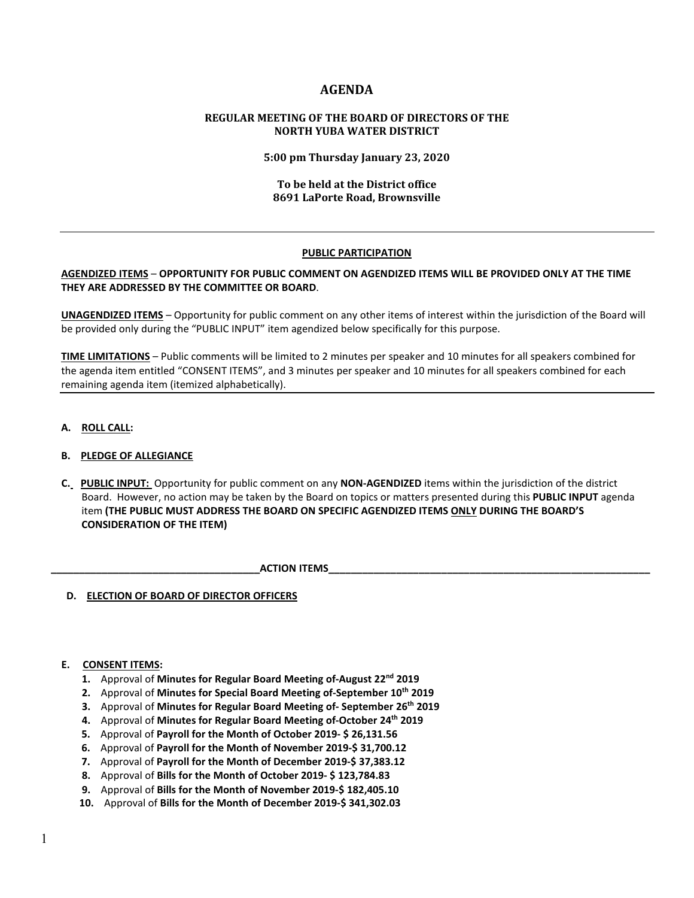# AGENDA

## REGULAR MEETING OF THE BOARD OF DIRECTORS OF THE NORTH YUBA WATER DISTRICT

**5:00 pm Thursday January 23, 2020**

**To be held at the District office**
**8691 LaPorte Road, Brownsville**

---

### PUBLIC PARTICIPATION

**AGENDIZED ITEMS** – **OPPORTUNITY FOR PUBLIC COMMENT ON AGENDIZED ITEMS WILL BE PROVIDED ONLY AT THE TIME THEY ARE ADDRESSED BY THE COMMITTEE OR BOARD**.

**UNAGENDIZED ITEMS** – Opportunity for public comment on any other items of interest within the jurisdiction of the Board will be provided only during the "PUBLIC INPUT" item agendized below specifically for this purpose.

**TIME LIMITATIONS** – Public comments will be limited to 2 minutes per speaker and 10 minutes for all speakers combined for the agenda item entitled "CONSENT ITEMS", and 3 minutes per speaker and 10 minutes for all speakers combined for each remaining agenda item (itemized alphabetically).

---

**A. ROLL CALL:**

**B. PLEDGE OF ALLEGIANCE**

**C. PUBLIC INPUT:** Opportunity for public comment on any **NON-AGENDIZED** items within the jurisdiction of the district Board. However, no action may be taken by the Board on topics or matters presented during this **PUBLIC INPUT** agenda item **(THE PUBLIC MUST ADDRESS THE BOARD ON SPECIFIC AGENDIZED ITEMS ONLY DURING THE BOARD'S CONSIDERATION OF THE ITEM)**

### ACTION ITEMS

**D. ELECTION OF BOARD OF DIRECTOR OFFICERS**

**E. CONSENT ITEMS:**

1. Approval of **Minutes for Regular Board Meeting of-August 22nd 2019**
2. Approval of **Minutes for Special Board Meeting of-September 10th 2019**
3. Approval of **Minutes for Regular Board Meeting of- September 26th 2019**
4. Approval of **Minutes for Regular Board Meeting of-October 24th 2019**
5. Approval of **Payroll for the Month of October 2019- $ 26,131.56**
6. Approval of **Payroll for the Month of November 2019-$ 31,700.12**
7. Approval of **Payroll for the Month of December 2019-$ 37,383.12**
8. Approval of **Bills for the Month of October 2019- $ 123,784.83**
9. Approval of **Bills for the Month of November 2019-$ 182,405.10**
10. Approval of **Bills for the Month of December 2019-$ 341,302.03**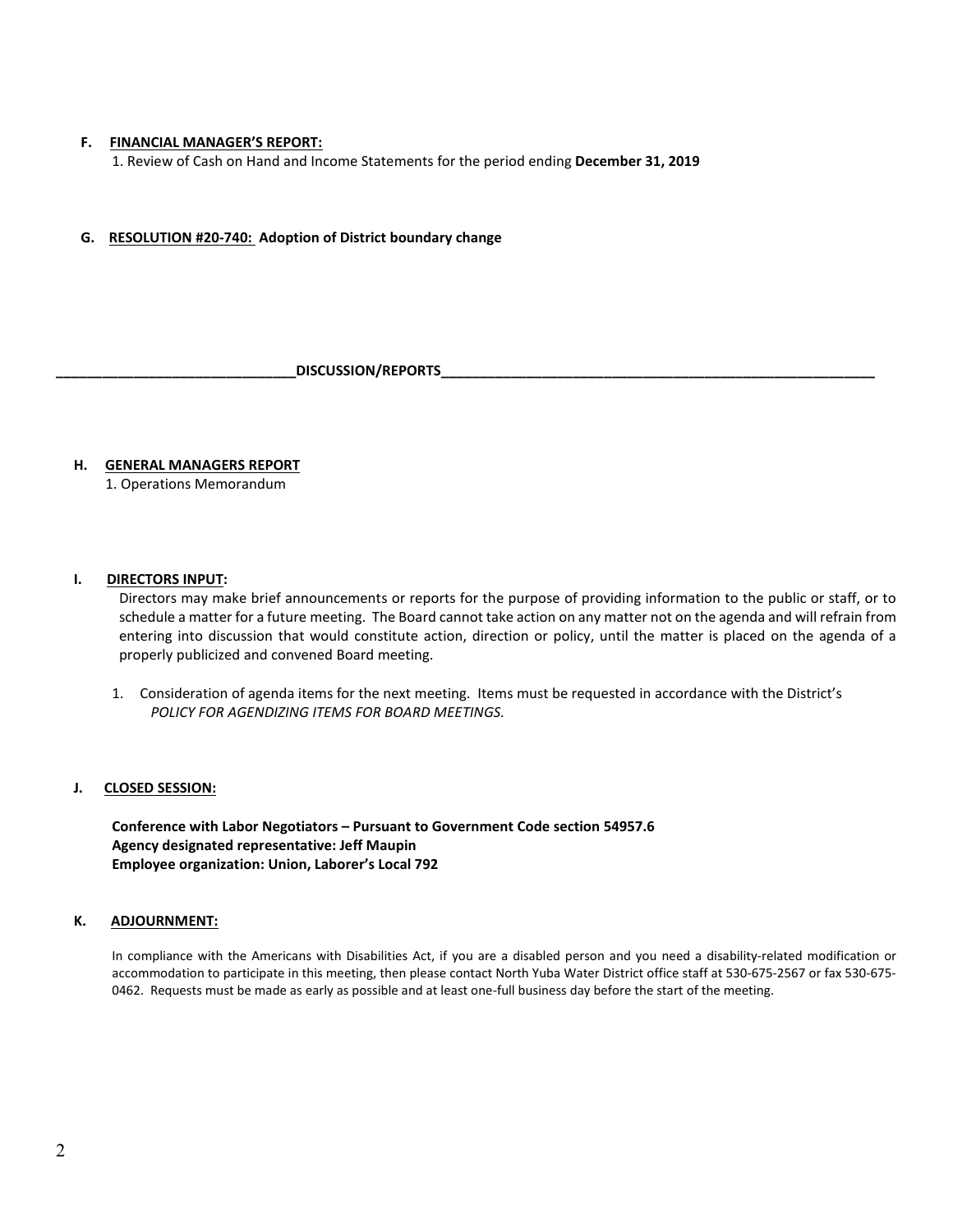**F. <u>FINANCIAL MANAGER'S REPORT:</u>**

1. Review of Cash on Hand and Income Statements for the period ending **December 31, 2019**

**G. <u>RESOLUTION #20-740:</u> Adoption of District boundary change**

**______________________________DISCUSSION/REPORTS_______________________________________________________**

**H. <u>GENERAL MANAGERS REPORT</u>**

1. Operations Memorandum

**I. <u>DIRECTORS INPUT</u>:**

Directors may make brief announcements or reports for the purpose of providing information to the public or staff, or to schedule a matter for a future meeting. The Board cannot take action on any matter not on the agenda and will refrain from entering into discussion that would constitute action, direction or policy, until the matter is placed on the agenda of a properly publicized and convened Board meeting.

1. Consideration of agenda items for the next meeting. Items must be requested in accordance with the District's *POLICY FOR AGENDIZING ITEMS FOR BOARD MEETINGS.*

**J. <u>CLOSED SESSION:</u>**

**Conference with Labor Negotiators – Pursuant to Government Code section 54957.6**
**Agency designated representative: Jeff Maupin**
**Employee organization: Union, Laborer's Local 792**

**K. <u>ADJOURNMENT:</u>**

In compliance with the Americans with Disabilities Act, if you are a disabled person and you need a disability-related modification or accommodation to participate in this meeting, then please contact North Yuba Water District office staff at 530-675-2567 or fax 530-675-0462. Requests must be made as early as possible and at least one-full business day before the start of the meeting.